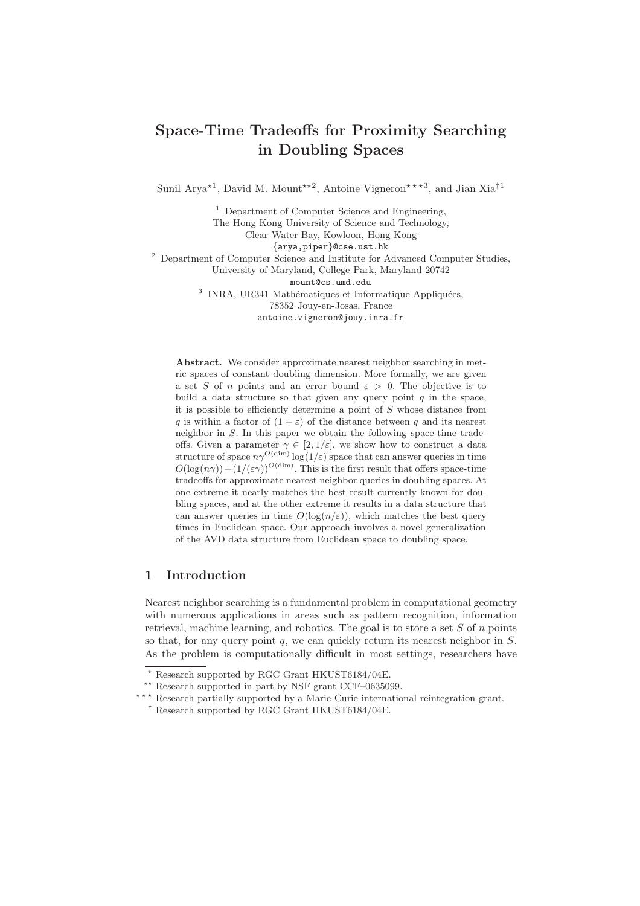# Space-Time Tradeoffs for Proximity Searching in Doubling Spaces

Sunil Arya[⋆1], David M. Mount[⋆⋆2], Antoine Vigneron[⋆⋆⋆3], and Jian Xia[†1]

[1] Department of Computer Science and Engineering, The Hong Kong University of Science and Technology, Clear Water Bay, Kowloon, Hong Kong
{arya,piper}@cse.ust.hk

[2] Department of Computer Science and Institute for Advanced Computer Studies, University of Maryland, College Park, Maryland 20742
mount@cs.umd.edu

[3] INRA, UR341 Mathématiques et Informatique Appliquées, 78352 Jouy-en-Josas, France
antoine.vigneron@jouy.inra.fr

**Abstract.** We consider approximate nearest neighbor searching in metric spaces of constant doubling dimension. More formally, we are given a set $S$ of $n$ points and an error bound $\varepsilon > 0$. The objective is to build a data structure so that given any query point $q$ in the space, it is possible to efficiently determine a point of $S$ whose distance from $q$ is within a factor of $(1+\varepsilon)$ of the distance between $q$ and its nearest neighbor in $S$. In this paper we obtain the following space-time tradeoffs. Given a parameter $\gamma \in [2, 1/\varepsilon]$, we show how to construct a data structure of space $n\gamma^{O(\dim)}\log(1/\varepsilon)$ space that can answer queries in time $O(\log(n\gamma)) + (1/(\varepsilon\gamma))^{O(\dim)}$. This is the first result that offers space-time tradeoffs for approximate nearest neighbor queries in doubling spaces. At one extreme it nearly matches the best result currently known for doubling spaces, and at the other extreme it results in a data structure that can answer queries in time $O(\log(n/\varepsilon))$, which matches the best query times in Euclidean space. Our approach involves a novel generalization of the AVD data structure from Euclidean space to doubling space.

## 1 Introduction

Nearest neighbor searching is a fundamental problem in computational geometry with numerous applications in areas such as pattern recognition, information retrieval, machine learning, and robotics. The goal is to store a set $S$ of $n$ points so that, for any query point $q$, we can quickly return its nearest neighbor in $S$. As the problem is computationally difficult in most settings, researchers have

---

⋆ Research supported by RGC Grant HKUST6184/04E.

⋆⋆ Research supported in part by NSF grant CCF–0635099.

⋆⋆⋆ Research partially supported by a Marie Curie international reintegration grant.

† Research supported by RGC Grant HKUST6184/04E.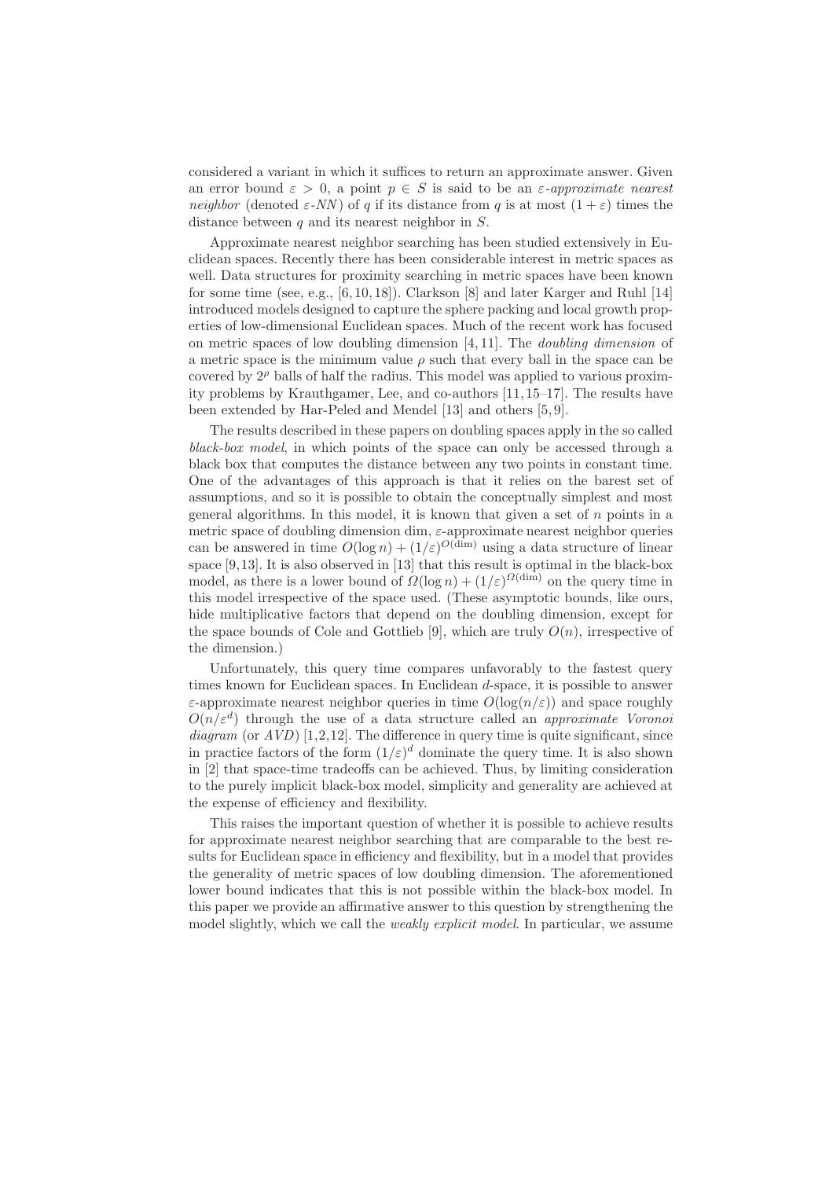considered a variant in which it suffices to return an approximate answer. Given an error bound $\varepsilon > 0$, a point $p \in S$ is said to be an *$\varepsilon$-approximate nearest neighbor* (denoted *$\varepsilon$-NN*) of $q$ if its distance from $q$ is at most $(1+\varepsilon)$ times the distance between $q$ and its nearest neighbor in $S$.

Approximate nearest neighbor searching has been studied extensively in Euclidean spaces. Recently there has been considerable interest in metric spaces as well. Data structures for proximity searching in metric spaces have been known for some time (see, e.g., [6, 10, 18]). Clarkson [8] and later Karger and Ruhl [14] introduced models designed to capture the sphere packing and local growth properties of low-dimensional Euclidean spaces. Much of the recent work has focused on metric spaces of low doubling dimension [4, 11]. The *doubling dimension* of a metric space is the minimum value $\rho$ such that every ball in the space can be covered by $2^{\rho}$ balls of half the radius. This model was applied to various proximity problems by Krauthgamer, Lee, and co-authors [11, 15–17]. The results have been extended by Har-Peled and Mendel [13] and others [5, 9].

The results described in these papers on doubling spaces apply in the so called *black-box model*, in which points of the space can only be accessed through a black box that computes the distance between any two points in constant time. One of the advantages of this approach is that it relies on the barest set of assumptions, and so it is possible to obtain the conceptually simplest and most general algorithms. In this model, it is known that given a set of $n$ points in a metric space of doubling dimension dim, $\varepsilon$-approximate nearest neighbor queries can be answered in time $O(\log n) + (1/\varepsilon)^{O(\dim)}$ using a data structure of linear space [9,13]. It is also observed in [13] that this result is optimal in the black-box model, as there is a lower bound of $\Omega(\log n) + (1/\varepsilon)^{\Omega(\dim)}$ on the query time in this model irrespective of the space used. (These asymptotic bounds, like ours, hide multiplicative factors that depend on the doubling dimension, except for the space bounds of Cole and Gottlieb [9], which are truly $O(n)$, irrespective of the dimension.)

Unfortunately, this query time compares unfavorably to the fastest query times known for Euclidean spaces. In Euclidean $d$-space, it is possible to answer $\varepsilon$-approximate nearest neighbor queries in time $O(\log(n/\varepsilon))$ and space roughly $O(n/\varepsilon^d)$ through the use of a data structure called an *approximate Voronoi diagram* (or *AVD*) [1,2,12]. The difference in query time is quite significant, since in practice factors of the form $(1/\varepsilon)^d$ dominate the query time. It is also shown in [2] that space-time tradeoffs can be achieved. Thus, by limiting consideration to the purely implicit black-box model, simplicity and generality are achieved at the expense of efficiency and flexibility.

This raises the important question of whether it is possible to achieve results for approximate nearest neighbor searching that are comparable to the best results for Euclidean space in efficiency and flexibility, but in a model that provides the generality of metric spaces of low doubling dimension. The aforementioned lower bound indicates that this is not possible within the black-box model. In this paper we provide an affirmative answer to this question by strengthening the model slightly, which we call the *weakly explicit model*. In particular, we assume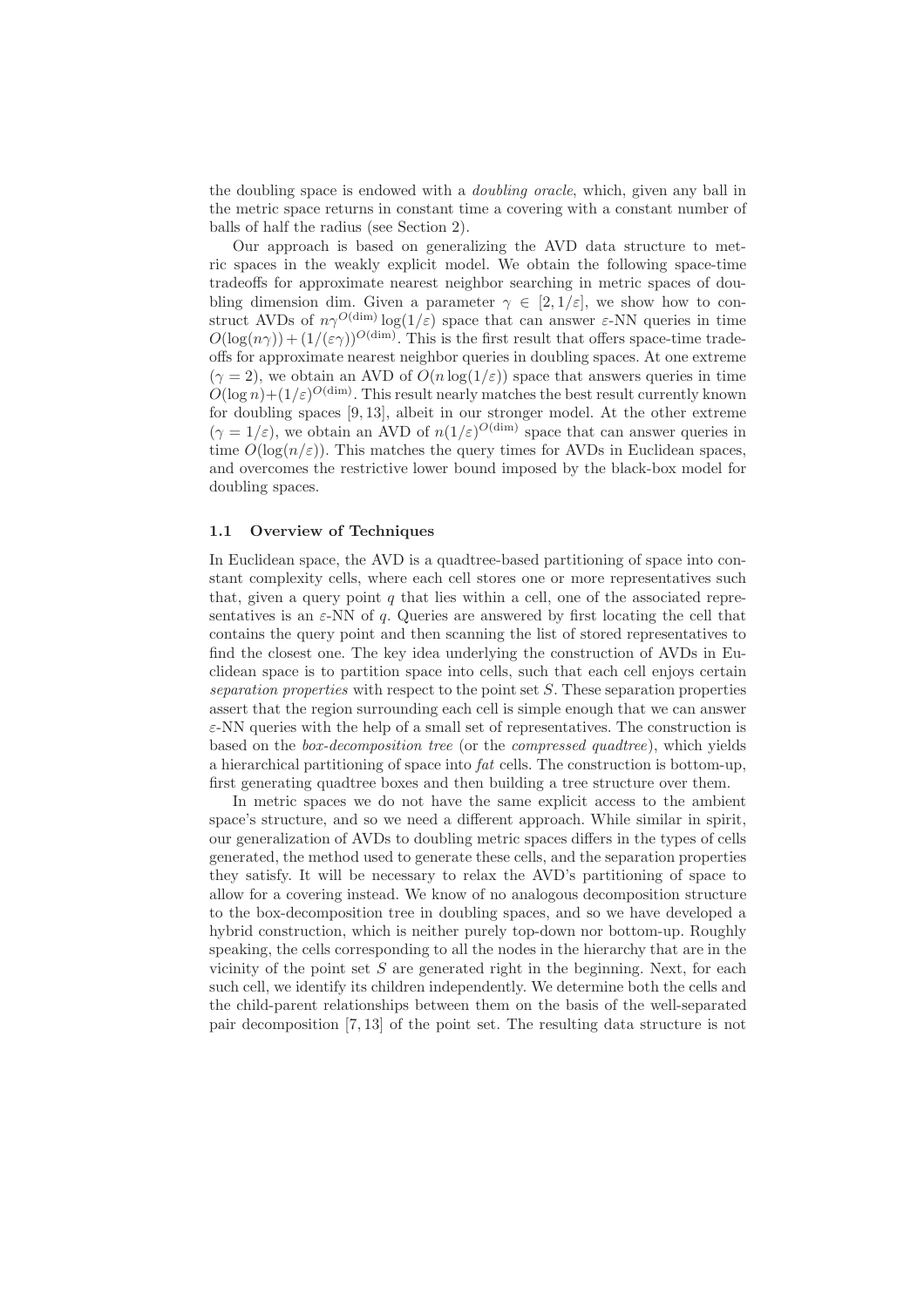the doubling space is endowed with a *doubling oracle*, which, given any ball in the metric space returns in constant time a covering with a constant number of balls of half the radius (see Section 2).

Our approach is based on generalizing the AVD data structure to metric spaces in the weakly explicit model. We obtain the following space-time tradeoffs for approximate nearest neighbor searching in metric spaces of doubling dimension dim. Given a parameter $\gamma \in [2, 1/\varepsilon]$, we show how to construct AVDs of $n\gamma^{O(\dim)} \log(1/\varepsilon)$ space that can answer $\varepsilon$-NN queries in time $O(\log(n\gamma)) + (1/(\varepsilon\gamma))^{O(\dim)}$. This is the first result that offers space-time tradeoffs for approximate nearest neighbor queries in doubling spaces. At one extreme ($\gamma = 2$), we obtain an AVD of $O(n \log(1/\varepsilon))$ space that answers queries in time $O(\log n) + (1/\varepsilon)^{O(\dim)}$. This result nearly matches the best result currently known for doubling spaces [9, 13], albeit in our stronger model. At the other extreme ($\gamma = 1/\varepsilon$), we obtain an AVD of $n(1/\varepsilon)^{O(\dim)}$ space that can answer queries in time $O(\log(n/\varepsilon))$. This matches the query times for AVDs in Euclidean spaces, and overcomes the restrictive lower bound imposed by the black-box model for doubling spaces.

### 1.1 Overview of Techniques

In Euclidean space, the AVD is a quadtree-based partitioning of space into constant complexity cells, where each cell stores one or more representatives such that, given a query point $q$ that lies within a cell, one of the associated representatives is an $\varepsilon$-NN of $q$. Queries are answered by first locating the cell that contains the query point and then scanning the list of stored representatives to find the closest one. The key idea underlying the construction of AVDs in Euclidean space is to partition space into cells, such that each cell enjoys certain *separation properties* with respect to the point set $S$. These separation properties assert that the region surrounding each cell is simple enough that we can answer $\varepsilon$-NN queries with the help of a small set of representatives. The construction is based on the *box-decomposition tree* (or the *compressed quadtree*), which yields a hierarchical partitioning of space into *fat* cells. The construction is bottom-up, first generating quadtree boxes and then building a tree structure over them.

In metric spaces we do not have the same explicit access to the ambient space's structure, and so we need a different approach. While similar in spirit, our generalization of AVDs to doubling metric spaces differs in the types of cells generated, the method used to generate these cells, and the separation properties they satisfy. It will be necessary to relax the AVD's partitioning of space to allow for a covering instead. We know of no analogous decomposition structure to the box-decomposition tree in doubling spaces, and so we have developed a hybrid construction, which is neither purely top-down nor bottom-up. Roughly speaking, the cells corresponding to all the nodes in the hierarchy that are in the vicinity of the point set $S$ are generated right in the beginning. Next, for each such cell, we identify its children independently. We determine both the cells and the child-parent relationships between them on the basis of the well-separated pair decomposition [7, 13] of the point set. The resulting data structure is not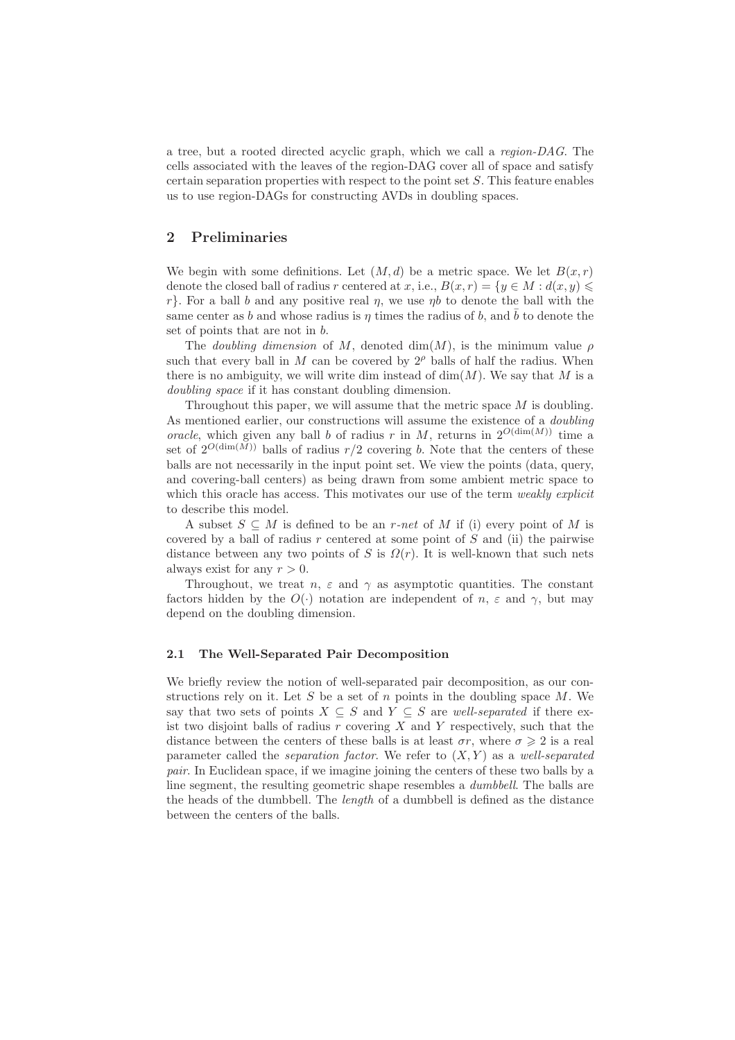a tree, but a rooted directed acyclic graph, which we call a *region-DAG*. The cells associated with the leaves of the region-DAG cover all of space and satisfy certain separation properties with respect to the point set $S$. This feature enables us to use region-DAGs for constructing AVDs in doubling spaces.

## 2 Preliminaries

We begin with some definitions. Let $(M, d)$ be a metric space. We let $B(x, r)$ denote the closed ball of radius $r$ centered at $x$, i.e., $B(x, r) = \{y \in M : d(x, y) \leqslant r\}$. For a ball $b$ and any positive real $\eta$, we use $\eta b$ to denote the ball with the same center as $b$ and whose radius is $\eta$ times the radius of $b$, and $\bar{b}$ to denote the set of points that are not in $b$.

The *doubling dimension* of $M$, denoted $\dim(M)$, is the minimum value $\rho$ such that every ball in $M$ can be covered by $2^{\rho}$ balls of half the radius. When there is no ambiguity, we will write dim instead of $\dim(M)$. We say that $M$ is a *doubling space* if it has constant doubling dimension.

Throughout this paper, we will assume that the metric space $M$ is doubling. As mentioned earlier, our constructions will assume the existence of a *doubling oracle*, which given any ball $b$ of radius $r$ in $M$, returns in $2^{O(\dim(M))}$ time a set of $2^{O(\dim(M))}$ balls of radius $r/2$ covering $b$. Note that the centers of these balls are not necessarily in the input point set. We view the points (data, query, and covering-ball centers) as being drawn from some ambient metric space to which this oracle has access. This motivates our use of the term *weakly explicit* to describe this model.

A subset $S \subseteq M$ is defined to be an *r-net* of $M$ if (i) every point of $M$ is covered by a ball of radius $r$ centered at some point of $S$ and (ii) the pairwise distance between any two points of $S$ is $\Omega(r)$. It is well-known that such nets always exist for any $r > 0$.

Throughout, we treat $n$, $\varepsilon$ and $\gamma$ as asymptotic quantities. The constant factors hidden by the $O(\cdot)$ notation are independent of $n$, $\varepsilon$ and $\gamma$, but may depend on the doubling dimension.

### 2.1 The Well-Separated Pair Decomposition

We briefly review the notion of well-separated pair decomposition, as our constructions rely on it. Let $S$ be a set of $n$ points in the doubling space $M$. We say that two sets of points $X \subseteq S$ and $Y \subseteq S$ are *well-separated* if there exist two disjoint balls of radius $r$ covering $X$ and $Y$ respectively, such that the distance between the centers of these balls is at least $\sigma r$, where $\sigma \geqslant 2$ is a real parameter called the *separation factor*. We refer to $(X, Y)$ as a *well-separated pair*. In Euclidean space, if we imagine joining the centers of these two balls by a line segment, the resulting geometric shape resembles a *dumbbell*. The balls are the heads of the dumbbell. The *length* of a dumbbell is defined as the distance between the centers of the balls.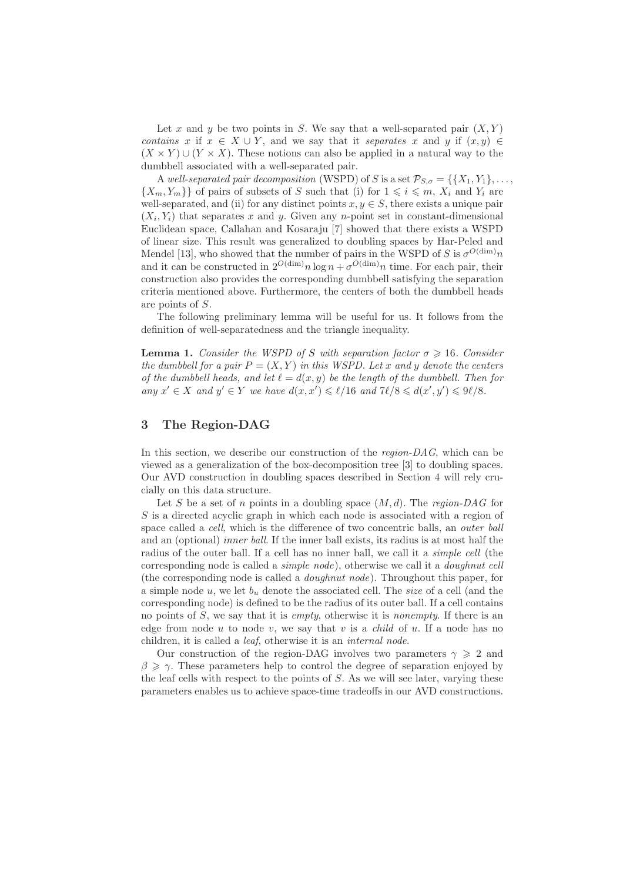Let $x$ and $y$ be two points in $S$. We say that a well-separated pair $(X, Y)$ *contains* $x$ if $x \in X \cup Y$, and we say that it *separates* $x$ and $y$ if $(x, y) \in (X \times Y) \cup (Y \times X)$. These notions can also be applied in a natural way to the dumbbell associated with a well-separated pair.

A *well-separated pair decomposition* (WSPD) of $S$ is a set $\mathcal{P}_{S,\sigma} = \{\{X_1, Y_1\}, \ldots, \{X_m, Y_m\}\}$ of pairs of subsets of $S$ such that (i) for $1 \leqslant i \leqslant m$, $X_i$ and $Y_i$ are well-separated, and (ii) for any distinct points $x, y \in S$, there exists a unique pair $(X_i, Y_i)$ that separates $x$ and $y$. Given any $n$-point set in constant-dimensional Euclidean space, Callahan and Kosaraju [7] showed that there exists a WSPD of linear size. This result was generalized to doubling spaces by Har-Peled and Mendel [13], who showed that the number of pairs in the WSPD of $S$ is $\sigma^{O(\dim)}n$ and it can be constructed in $2^{O(\dim)}n \log n + \sigma^{O(\dim)}n$ time. For each pair, their construction also provides the corresponding dumbbell satisfying the separation criteria mentioned above. Furthermore, the centers of both the dumbbell heads are points of $S$.

The following preliminary lemma will be useful for us. It follows from the definition of well-separatedness and the triangle inequality.

**Lemma 1.** *Consider the WSPD of $S$ with separation factor $\sigma \geqslant 16$. Consider the dumbbell for a pair $P = (X, Y)$ in this WSPD. Let $x$ and $y$ denote the centers of the dumbbell heads, and let $\ell = d(x, y)$ be the length of the dumbbell. Then for any $x' \in X$ and $y' \in Y$ we have $d(x, x') \leqslant \ell/16$ and $7\ell/8 \leqslant d(x', y') \leqslant 9\ell/8$.*

## 3 The Region-DAG

In this section, we describe our construction of the *region-DAG*, which can be viewed as a generalization of the box-decomposition tree [3] to doubling spaces. Our AVD construction in doubling spaces described in Section 4 will rely crucially on this data structure.

Let $S$ be a set of $n$ points in a doubling space $(M, d)$. The *region-DAG* for $S$ is a directed acyclic graph in which each node is associated with a region of space called a *cell*, which is the difference of two concentric balls, an *outer ball* and an (optional) *inner ball*. If the inner ball exists, its radius is at most half the radius of the outer ball. If a cell has no inner ball, we call it a *simple cell* (the corresponding node is called a *simple node*), otherwise we call it a *doughnut cell* (the corresponding node is called a *doughnut node*). Throughout this paper, for a simple node $u$, we let $b_u$ denote the associated cell. The *size* of a cell (and the corresponding node) is defined to be the radius of its outer ball. If a cell contains no points of $S$, we say that it is *empty*, otherwise it is *nonempty*. If there is an edge from node $u$ to node $v$, we say that $v$ is a *child* of $u$. If a node has no children, it is called a *leaf*, otherwise it is an *internal node*.

Our construction of the region-DAG involves two parameters $\gamma \geqslant 2$ and $\beta \geqslant \gamma$. These parameters help to control the degree of separation enjoyed by the leaf cells with respect to the points of $S$. As we will see later, varying these parameters enables us to achieve space-time tradeoffs in our AVD constructions.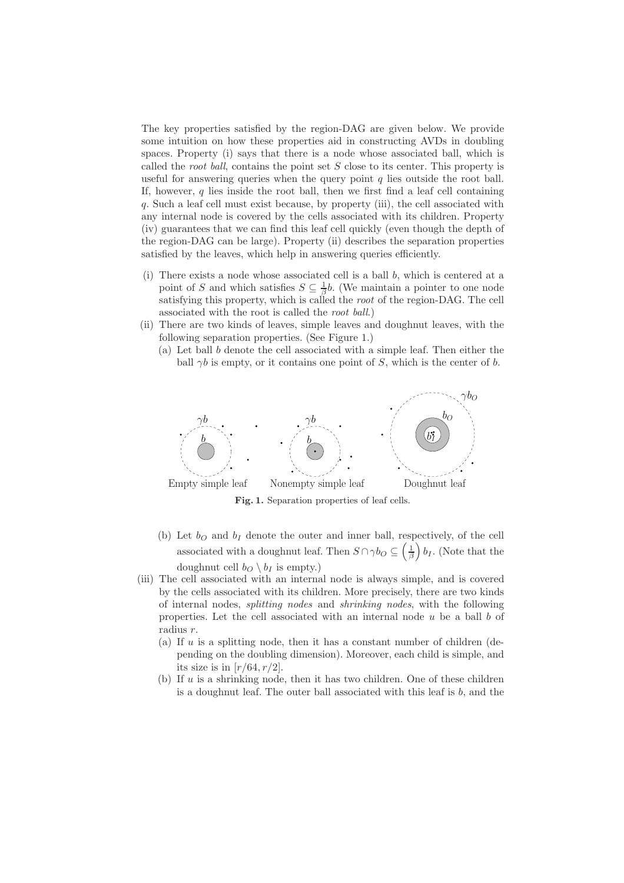The key properties satisfied by the region-DAG are given below. We provide some intuition on how these properties aid in constructing AVDs in doubling spaces. Property (i) says that there is a node whose associated ball, which is called the *root ball*, contains the point set $S$ close to its center. This property is useful for answering queries when the query point $q$ lies outside the root ball. If, however, $q$ lies inside the root ball, then we first find a leaf cell containing $q$. Such a leaf cell must exist because, by property (iii), the cell associated with any internal node is covered by the cells associated with its children. Property (iv) guarantees that we can find this leaf cell quickly (even though the depth of the region-DAG can be large). Property (ii) describes the separation properties satisfied by the leaves, which help in answering queries efficiently.

(i) There exists a node whose associated cell is a ball $b$, which is centered at a point of $S$ and which satisfies $S \subseteq \frac{1}{\beta}b$. (We maintain a pointer to one node satisfying this property, which is called the *root* of the region-DAG. The cell associated with the root is called the *root ball*.)

(ii) There are two kinds of leaves, simple leaves and doughnut leaves, with the following separation properties. (See Figure 1.)

  (a) Let ball $b$ denote the cell associated with a simple leaf. Then either the ball $\gamma b$ is empty, or it contains one point of $S$, which is the center of $b$.

**Fig. 1.** Separation properties of leaf cells.

  (b) Let $b_O$ and $b_I$ denote the outer and inner ball, respectively, of the cell associated with a doughnut leaf. Then $S \cap \gamma b_O \subseteq \left(\frac{1}{\beta}\right) b_I$. (Note that the doughnut cell $b_O \setminus b_I$ is empty.)

(iii) The cell associated with an internal node is always simple, and is covered by the cells associated with its children. More precisely, there are two kinds of internal nodes, *splitting nodes* and *shrinking nodes*, with the following properties. Let the cell associated with an internal node $u$ be a ball $b$ of radius $r$.

  (a) If $u$ is a splitting node, then it has a constant number of children (depending on the doubling dimension). Moreover, each child is simple, and its size is in $[r/64, r/2]$.

  (b) If $u$ is a shrinking node, then it has two children. One of these children is a doughnut leaf. The outer ball associated with this leaf is $b$, and the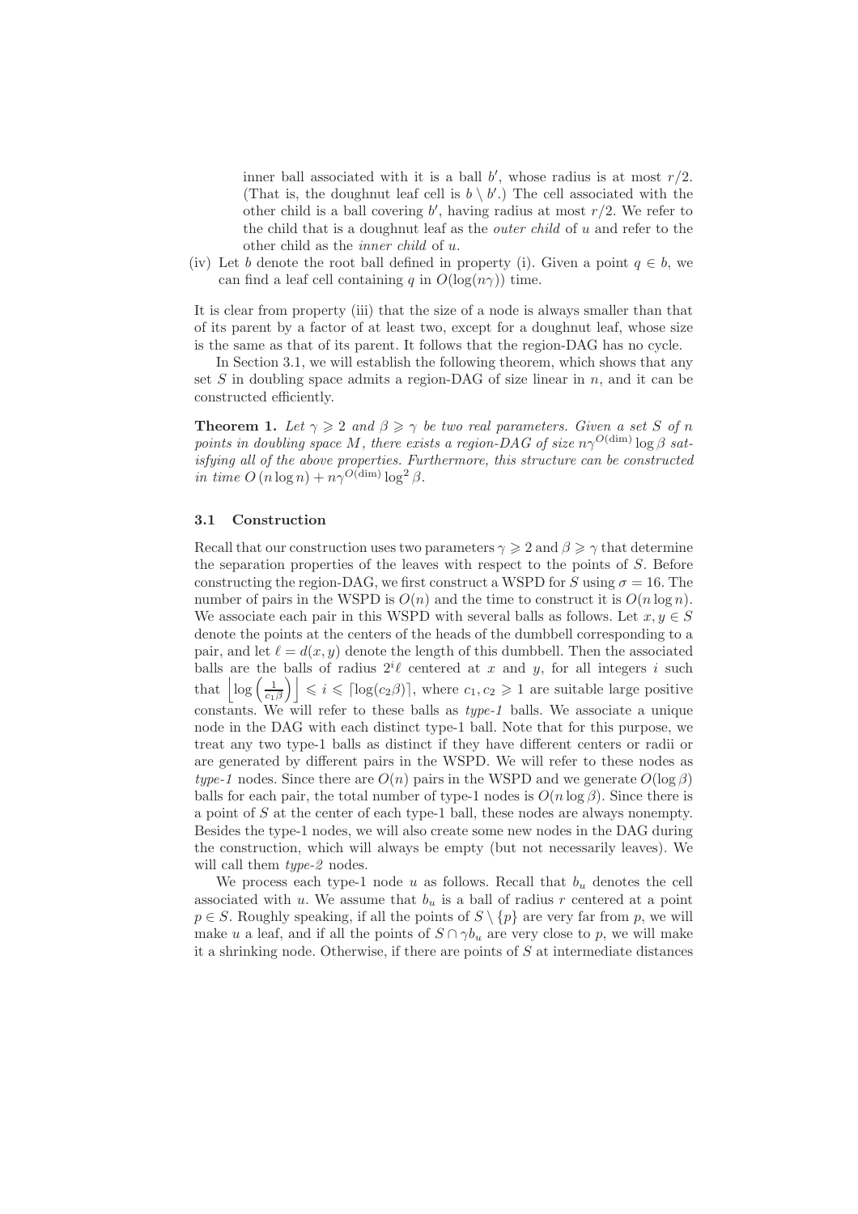inner ball associated with it is a ball $b'$, whose radius is at most $r/2$. (That is, the doughnut leaf cell is $b \setminus b'$.) The cell associated with the other child is a ball covering $b'$, having radius at most $r/2$. We refer to the child that is a doughnut leaf as the *outer child* of $u$ and refer to the other child as the *inner child* of $u$.

(iv) Let $b$ denote the root ball defined in property (i). Given a point $q \in b$, we can find a leaf cell containing $q$ in $O(\log(n\gamma))$ time.

It is clear from property (iii) that the size of a node is always smaller than that of its parent by a factor of at least two, except for a doughnut leaf, whose size is the same as that of its parent. It follows that the region-DAG has no cycle.

In Section 3.1, we will establish the following theorem, which shows that any set $S$ in doubling space admits a region-DAG of size linear in $n$, and it can be constructed efficiently.

**Theorem 1.** *Let $\gamma \geqslant 2$ and $\beta \geqslant \gamma$ be two real parameters. Given a set $S$ of $n$ points in doubling space $M$, there exists a region-DAG of size $n\gamma^{O(\text{dim})} \log \beta$ satisfying all of the above properties. Furthermore, this structure can be constructed in time $O(n \log n) + n\gamma^{O(\text{dim})} \log^2 \beta$.*

### 3.1 Construction

Recall that our construction uses two parameters $\gamma \geqslant 2$ and $\beta \geqslant \gamma$ that determine the separation properties of the leaves with respect to the points of $S$. Before constructing the region-DAG, we first construct a WSPD for $S$ using $\sigma = 16$. The number of pairs in the WSPD is $O(n)$ and the time to construct it is $O(n \log n)$. We associate each pair in this WSPD with several balls as follows. Let $x, y \in S$ denote the points at the centers of the heads of the dumbbell corresponding to a pair, and let $\ell = d(x, y)$ denote the length of this dumbbell. Then the associated balls are the balls of radius $2^i \ell$ centered at $x$ and $y$, for all integers $i$ such that $\left\lfloor \log\left(\frac{1}{c_1 \beta}\right) \right\rfloor \leqslant i \leqslant \lceil \log(c_2 \beta) \rceil$, where $c_1, c_2 \geqslant 1$ are suitable large positive constants. We will refer to these balls as *type-1* balls. We associate a unique node in the DAG with each distinct type-1 ball. Note that for this purpose, we treat any two type-1 balls as distinct if they have different centers or radii or are generated by different pairs in the WSPD. We will refer to these nodes as *type-1* nodes. Since there are $O(n)$ pairs in the WSPD and we generate $O(\log \beta)$ balls for each pair, the total number of type-1 nodes is $O(n \log \beta)$. Since there is a point of $S$ at the center of each type-1 ball, these nodes are always nonempty. Besides the type-1 nodes, we will also create some new nodes in the DAG during the construction, which will always be empty (but not necessarily leaves). We will call them *type-2* nodes.

We process each type-1 node $u$ as follows. Recall that $b_u$ denotes the cell associated with $u$. We assume that $b_u$ is a ball of radius $r$ centered at a point $p \in S$. Roughly speaking, if all the points of $S \setminus \{p\}$ are very far from $p$, we will make $u$ a leaf, and if all the points of $S \cap \gamma b_u$ are very close to $p$, we will make it a shrinking node. Otherwise, if there are points of $S$ at intermediate distances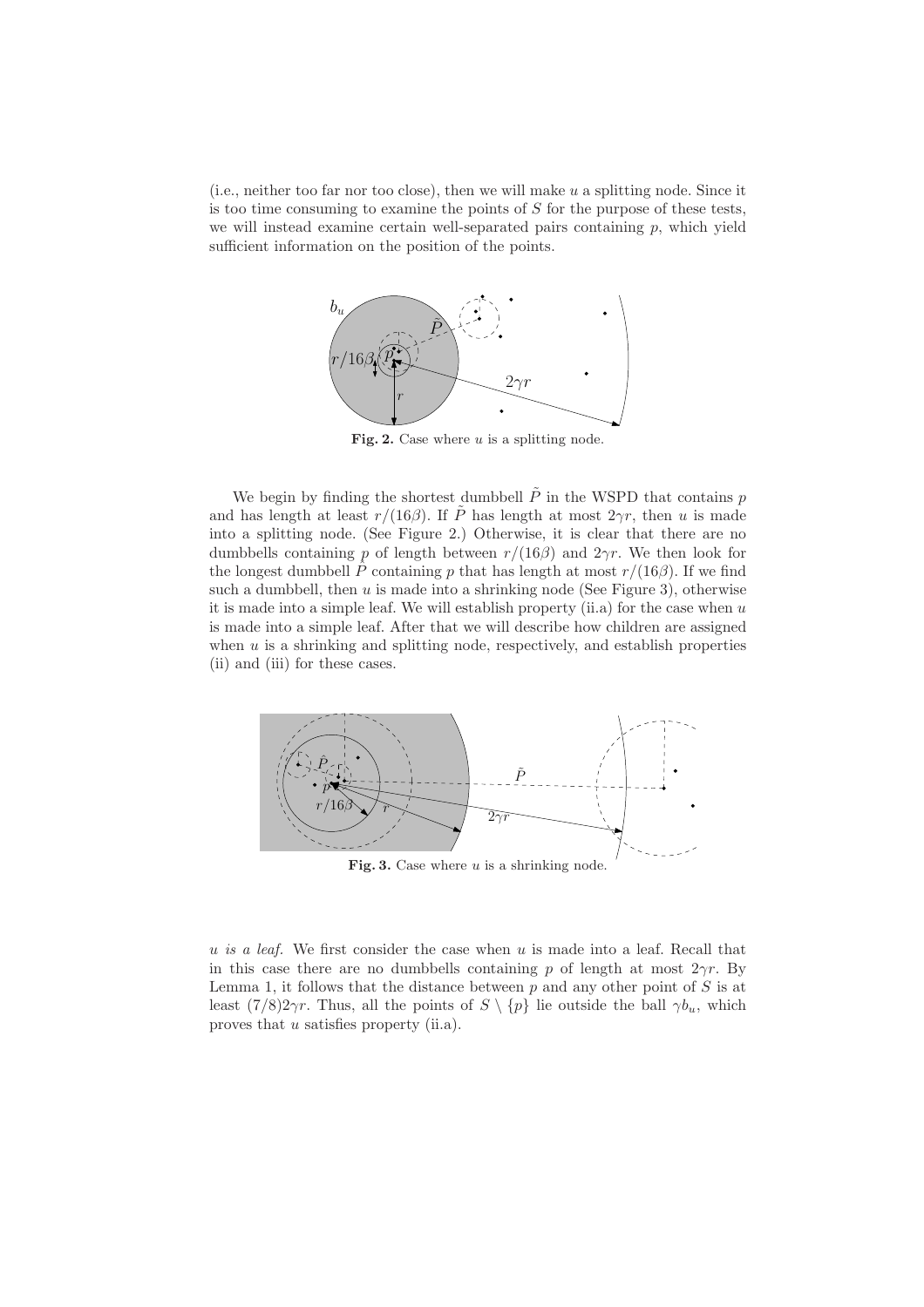(i.e., neither too far nor too close), then we will make $u$ a splitting node. Since it is too time consuming to examine the points of $S$ for the purpose of these tests, we will instead examine certain well-separated pairs containing $p$, which yield sufficient information on the position of the points.

**Fig. 2.** Case where $u$ is a splitting node.

We begin by finding the shortest dumbbell $\tilde{P}$ in the WSPD that contains $p$ and has length at least $r/(16\beta)$. If $\tilde{P}$ has length at most $2\gamma r$, then $u$ is made into a splitting node. (See Figure 2.) Otherwise, it is clear that there are no dumbbells containing $p$ of length between $r/(16\beta)$ and $2\gamma r$. We then look for the longest dumbbell $\hat{P}$ containing $p$ that has length at most $r/(16\beta)$. If we find such a dumbbell, then $u$ is made into a shrinking node (See Figure 3), otherwise it is made into a simple leaf. We will establish property (ii.a) for the case when $u$ is made into a simple leaf. After that we will describe how children are assigned when $u$ is a shrinking and splitting node, respectively, and establish properties (ii) and (iii) for these cases.

**Fig. 3.** Case where $u$ is a shrinking node.

*u is a leaf.* We first consider the case when $u$ is made into a leaf. Recall that in this case there are no dumbbells containing $p$ of length at most $2\gamma r$. By Lemma 1, it follows that the distance between $p$ and any other point of $S$ is at least $(7/8)2\gamma r$. Thus, all the points of $S \setminus \{p\}$ lie outside the ball $\gamma b_u$, which proves that $u$ satisfies property (ii.a).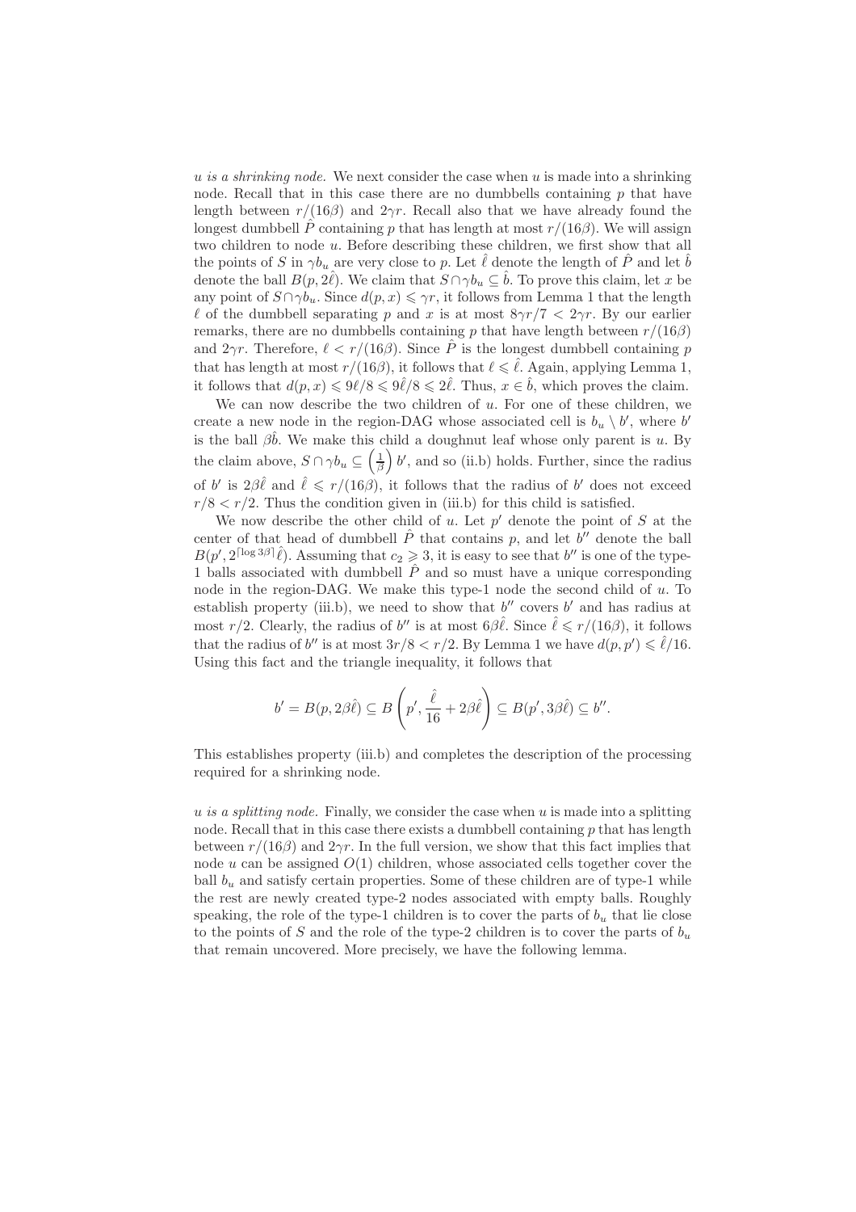*u is a shrinking node.* We next consider the case when $u$ is made into a shrinking node. Recall that in this case there are no dumbbells containing $p$ that have length between $r/(16\beta)$ and $2\gamma r$. Recall also that we have already found the longest dumbbell $\hat{P}$ containing $p$ that has length at most $r/(16\beta)$. We will assign two children to node $u$. Before describing these children, we first show that all the points of $S$ in $\gamma b_u$ are very close to $p$. Let $\hat{\ell}$ denote the length of $\hat{P}$ and let $\hat{b}$ denote the ball $B(p, 2\hat{\ell})$. We claim that $S \cap \gamma b_u \subseteq \hat{b}$. To prove this claim, let $x$ be any point of $S \cap \gamma b_u$. Since $d(p, x) \leqslant \gamma r$, it follows from Lemma 1 that the length $\ell$ of the dumbbell separating $p$ and $x$ is at most $8\gamma r/7 < 2\gamma r$. By our earlier remarks, there are no dumbbells containing $p$ that have length between $r/(16\beta)$ and $2\gamma r$. Therefore, $\ell < r/(16\beta)$. Since $\hat{P}$ is the longest dumbbell containing $p$ that has length at most $r/(16\beta)$, it follows that $\ell \leqslant \hat{\ell}$. Again, applying Lemma 1, it follows that $d(p, x) \leqslant 9\ell/8 \leqslant 9\hat{\ell}/8 \leqslant 2\hat{\ell}$. Thus, $x \in \hat{b}$, which proves the claim.

We can now describe the two children of $u$. For one of these children, we create a new node in the region-DAG whose associated cell is $b_u \setminus b'$, where $b'$ is the ball $\beta\hat{b}$. We make this child a doughnut leaf whose only parent is $u$. By the claim above, $S \cap \gamma b_u \subseteq \left(\frac{1}{\beta}\right) b'$, and so (ii.b) holds. Further, since the radius of $b'$ is $2\beta\hat{\ell}$ and $\hat{\ell} \leqslant r/(16\beta)$, it follows that the radius of $b'$ does not exceed $r/8 < r/2$. Thus the condition given in (iii.b) for this child is satisfied.

We now describe the other child of $u$. Let $p'$ denote the point of $S$ at the center of that head of dumbbell $\hat{P}$ that contains $p$, and let $b''$ denote the ball $B(p', 2^{\lceil \log 3\beta \rceil}\hat{\ell})$. Assuming that $c_2 \geqslant 3$, it is easy to see that $b''$ is one of the type-1 balls associated with dumbbell $\hat{P}$ and so must have a unique corresponding node in the region-DAG. We make this type-1 node the second child of $u$. To establish property (iii.b), we need to show that $b''$ covers $b'$ and has radius at most $r/2$. Clearly, the radius of $b''$ is at most $6\beta\hat{\ell}$. Since $\hat{\ell} \leqslant r/(16\beta)$, it follows that the radius of $b''$ is at most $3r/8 < r/2$. By Lemma 1 we have $d(p, p') \leqslant \hat{\ell}/16$. Using this fact and the triangle inequality, it follows that

$$b' = B(p, 2\beta\hat{\ell}) \subseteq B\left(p', \frac{\hat{\ell}}{16} + 2\beta\hat{\ell}\right) \subseteq B(p', 3\beta\hat{\ell}) \subseteq b''.$$

This establishes property (iii.b) and completes the description of the processing required for a shrinking node.

*u is a splitting node.* Finally, we consider the case when $u$ is made into a splitting node. Recall that in this case there exists a dumbbell containing $p$ that has length between $r/(16\beta)$ and $2\gamma r$. In the full version, we show that this fact implies that node $u$ can be assigned $O(1)$ children, whose associated cells together cover the ball $b_u$ and satisfy certain properties. Some of these children are of type-1 while the rest are newly created type-2 nodes associated with empty balls. Roughly speaking, the role of the type-1 children is to cover the parts of $b_u$ that lie close to the points of $S$ and the role of the type-2 children is to cover the parts of $b_u$ that remain uncovered. More precisely, we have the following lemma.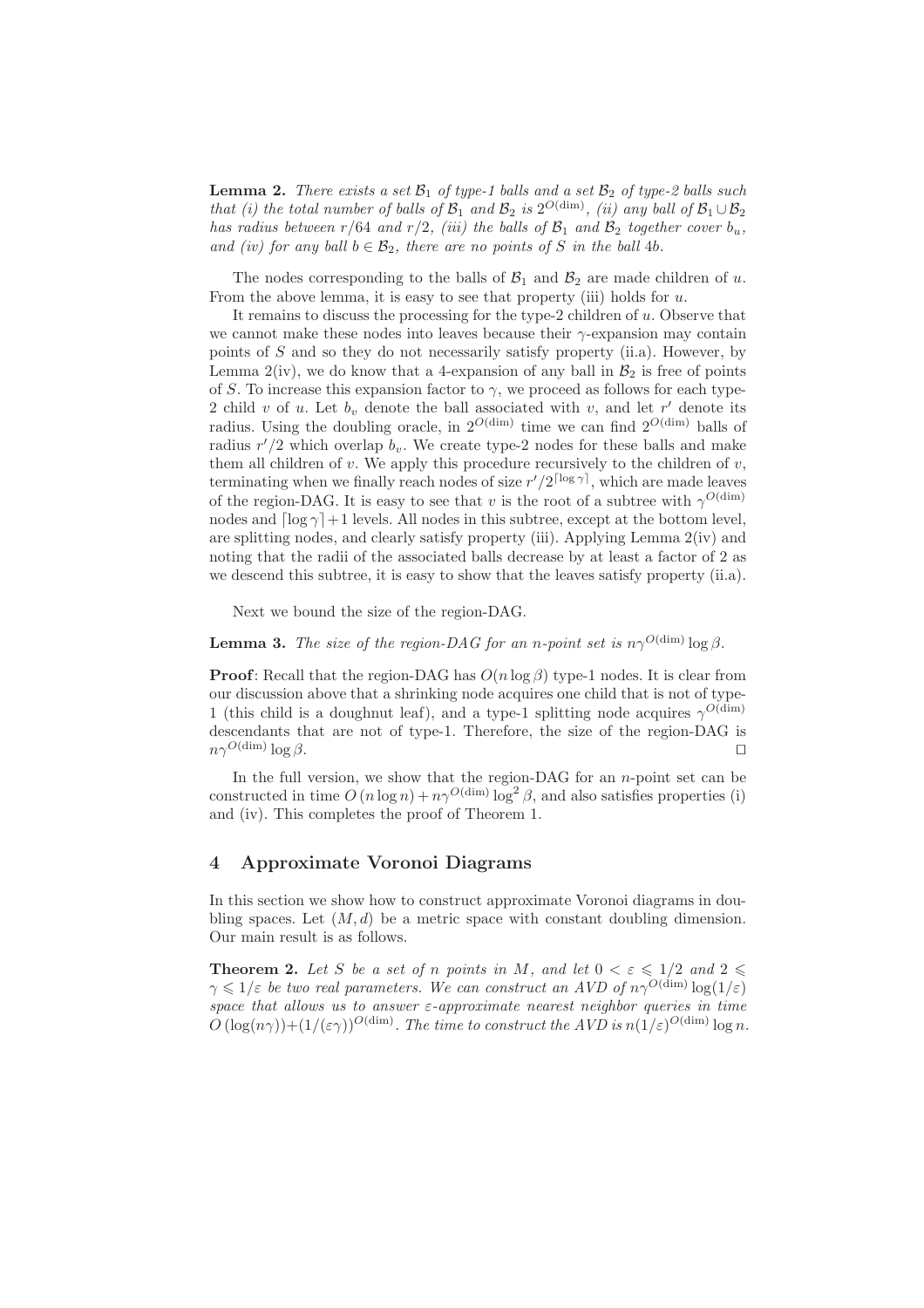**Lemma 2.** *There exists a set $\mathcal{B}_1$ of type-1 balls and a set $\mathcal{B}_2$ of type-2 balls such that (i) the total number of balls of $\mathcal{B}_1$ and $\mathcal{B}_2$ is $2^{O(\dim)}$, (ii) any ball of $\mathcal{B}_1 \cup \mathcal{B}_2$ has radius between $r/64$ and $r/2$, (iii) the balls of $\mathcal{B}_1$ and $\mathcal{B}_2$ together cover $b_u$, and (iv) for any ball $b \in \mathcal{B}_2$, there are no points of $S$ in the ball $4b$.*

The nodes corresponding to the balls of $\mathcal{B}_1$ and $\mathcal{B}_2$ are made children of $u$. From the above lemma, it is easy to see that property (iii) holds for $u$.

It remains to discuss the processing for the type-2 children of $u$. Observe that we cannot make these nodes into leaves because their $\gamma$-expansion may contain points of $S$ and so they do not necessarily satisfy property (ii.a). However, by Lemma 2(iv), we do know that a 4-expansion of any ball in $\mathcal{B}_2$ is free of points of $S$. To increase this expansion factor to $\gamma$, we proceed as follows for each type-2 child $v$ of $u$. Let $b_v$ denote the ball associated with $v$, and let $r'$ denote its radius. Using the doubling oracle, in $2^{O(\dim)}$ time we can find $2^{O(\dim)}$ balls of radius $r'/2$ which overlap $b_v$. We create type-2 nodes for these balls and make them all children of $v$. We apply this procedure recursively to the children of $v$, terminating when we finally reach nodes of size $r'/2^{\lceil \log \gamma \rceil}$, which are made leaves of the region-DAG. It is easy to see that $v$ is the root of a subtree with $\gamma^{O(\dim)}$ nodes and $\lceil \log \gamma \rceil + 1$ levels. All nodes in this subtree, except at the bottom level, are splitting nodes, and clearly satisfy property (iii). Applying Lemma 2(iv) and noting that the radii of the associated balls decrease by at least a factor of 2 as we descend this subtree, it is easy to show that the leaves satisfy property (ii.a).

Next we bound the size of the region-DAG.

**Lemma 3.** *The size of the region-DAG for an $n$-point set is $n\gamma^{O(\dim)} \log \beta$.*

**Proof**: Recall that the region-DAG has $O(n \log \beta)$ type-1 nodes. It is clear from our discussion above that a shrinking node acquires one child that is not of type-1 (this child is a doughnut leaf), and a type-1 splitting node acquires $\gamma^{O(\dim)}$ descendants that are not of type-1. Therefore, the size of the region-DAG is $n\gamma^{O(\dim)} \log \beta$. $\square$

In the full version, we show that the region-DAG for an $n$-point set can be constructed in time $O(n \log n) + n\gamma^{O(\dim)} \log^2 \beta$, and also satisfies properties (i) and (iv). This completes the proof of Theorem 1.

## 4 Approximate Voronoi Diagrams

In this section we show how to construct approximate Voronoi diagrams in doubling spaces. Let $(M, d)$ be a metric space with constant doubling dimension. Our main result is as follows.

**Theorem 2.** *Let $S$ be a set of $n$ points in $M$, and let $0 < \varepsilon \leqslant 1/2$ and $2 \leqslant \gamma \leqslant 1/\varepsilon$ be two real parameters. We can construct an AVD of $n\gamma^{O(\dim)} \log(1/\varepsilon)$ space that allows us to answer $\varepsilon$-approximate nearest neighbor queries in time $O(\log(n\gamma)) + (1/(\varepsilon\gamma))^{O(\dim)}$. The time to construct the AVD is $n(1/\varepsilon)^{O(\dim)} \log n$.*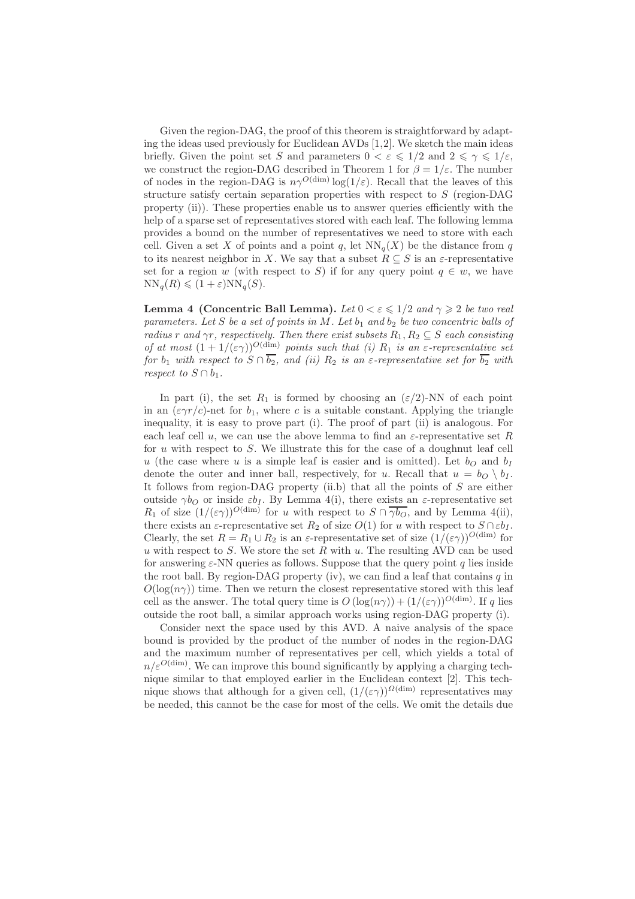Given the region-DAG, the proof of this theorem is straightforward by adapting the ideas used previously for Euclidean AVDs [1,2]. We sketch the main ideas briefly. Given the point set $S$ and parameters $0 < \varepsilon \leqslant 1/2$ and $2 \leqslant \gamma \leqslant 1/\varepsilon$, we construct the region-DAG described in Theorem 1 for $\beta = 1/\varepsilon$. The number of nodes in the region-DAG is $n\gamma^{O(\dim)} \log(1/\varepsilon)$. Recall that the leaves of this structure satisfy certain separation properties with respect to $S$ (region-DAG property (ii)). These properties enable us to answer queries efficiently with the help of a sparse set of representatives stored with each leaf. The following lemma provides a bound on the number of representatives we need to store with each cell. Given a set $X$ of points and a point $q$, let $\mathrm{NN}_q(X)$ be the distance from $q$ to its nearest neighbor in $X$. We say that a subset $R \subseteq S$ is an $\varepsilon$-representative set for a region $w$ (with respect to $S$) if for any query point $q \in w$, we have $\mathrm{NN}_q(R) \leqslant (1+\varepsilon)\mathrm{NN}_q(S)$.

**Lemma 4 (Concentric Ball Lemma).** *Let $0 < \varepsilon \leqslant 1/2$ and $\gamma \geqslant 2$ be two real parameters. Let $S$ be a set of points in $M$. Let $b_1$ and $b_2$ be two concentric balls of radius $r$ and $\gamma r$, respectively. Then there exist subsets $R_1, R_2 \subseteq S$ each consisting of at most $(1 + 1/(\varepsilon\gamma))^{O(\dim)}$ points such that (i) $R_1$ is an $\varepsilon$-representative set for $b_1$ with respect to $S \cap \overline{b_2}$, and (ii) $R_2$ is an $\varepsilon$-representative set for $\overline{b_2}$ with respect to $S \cap b_1$.*

In part (i), the set $R_1$ is formed by choosing an $(\varepsilon/2)$-NN of each point in an $(\varepsilon\gamma r/c)$-net for $b_1$, where $c$ is a suitable constant. Applying the triangle inequality, it is easy to prove part (i). The proof of part (ii) is analogous. For each leaf cell $u$, we can use the above lemma to find an $\varepsilon$-representative set $R$ for $u$ with respect to $S$. We illustrate this for the case of a doughnut leaf cell $u$ (the case where $u$ is a simple leaf is easier and is omitted). Let $b_O$ and $b_I$ denote the outer and inner ball, respectively, for $u$. Recall that $u = b_O \setminus b_I$. It follows from region-DAG property (ii.b) that all the points of $S$ are either outside $\gamma b_O$ or inside $\varepsilon b_I$. By Lemma 4(i), there exists an $\varepsilon$-representative set $R_1$ of size $(1/(\varepsilon\gamma))^{O(\dim)}$ for $u$ with respect to $S \cap \overline{\gamma b_O}$, and by Lemma 4(ii), there exists an $\varepsilon$-representative set $R_2$ of size $O(1)$ for $u$ with respect to $S \cap \varepsilon b_I$. Clearly, the set $R = R_1 \cup R_2$ is an $\varepsilon$-representative set of size $(1/(\varepsilon\gamma))^{O(\dim)}$ for $u$ with respect to $S$. We store the set $R$ with $u$. The resulting AVD can be used for answering $\varepsilon$-NN queries as follows. Suppose that the query point $q$ lies inside the root ball. By region-DAG property (iv), we can find a leaf that contains $q$ in $O(\log(n\gamma))$ time. Then we return the closest representative stored with this leaf cell as the answer. The total query time is $O(\log(n\gamma)) + (1/(\varepsilon\gamma))^{O(\dim)}$. If $q$ lies outside the root ball, a similar approach works using region-DAG property (i).

Consider next the space used by this AVD. A naive analysis of the space bound is provided by the product of the number of nodes in the region-DAG and the maximum number of representatives per cell, which yields a total of $n/\varepsilon^{O(\dim)}$. We can improve this bound significantly by applying a charging technique similar to that employed earlier in the Euclidean context [2]. This technique shows that although for a given cell, $(1/(\varepsilon\gamma))^{\Omega(\dim)}$ representatives may be needed, this cannot be the case for most of the cells. We omit the details due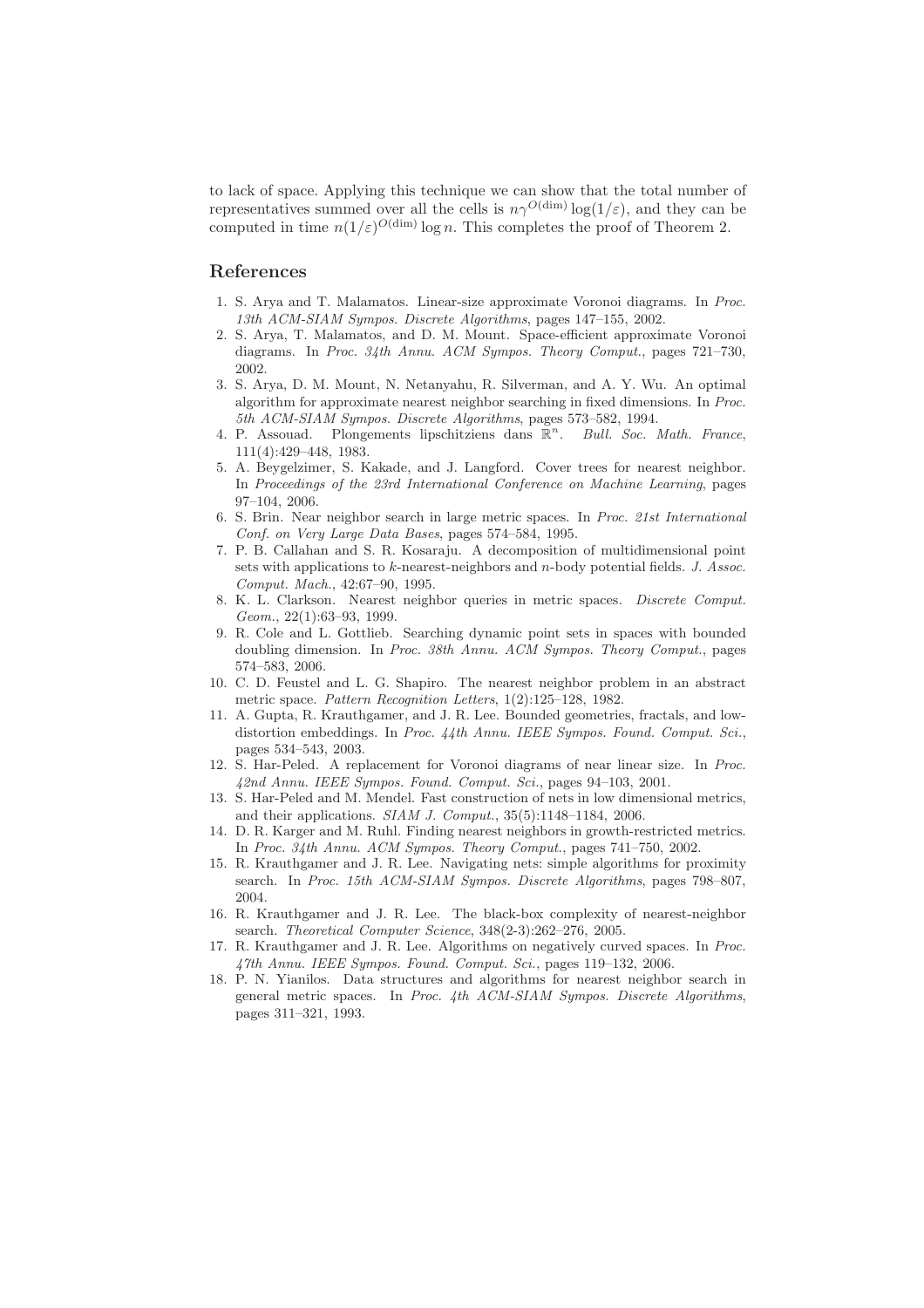to lack of space. Applying this technique we can show that the total number of representatives summed over all the cells is $n\gamma^{O(\dim)}\log(1/\varepsilon)$, and they can be computed in time $n(1/\varepsilon)^{O(\dim)}\log n$. This completes the proof of Theorem 2.

## References

1. S. Arya and T. Malamatos. Linear-size approximate Voronoi diagrams. In *Proc. 13th ACM-SIAM Sympos. Discrete Algorithms*, pages 147–155, 2002.
2. S. Arya, T. Malamatos, and D. M. Mount. Space-efficient approximate Voronoi diagrams. In *Proc. 34th Annu. ACM Sympos. Theory Comput.*, pages 721–730, 2002.
3. S. Arya, D. M. Mount, N. Netanyahu, R. Silverman, and A. Y. Wu. An optimal algorithm for approximate nearest neighbor searching in fixed dimensions. In *Proc. 5th ACM-SIAM Sympos. Discrete Algorithms*, pages 573–582, 1994.
4. P. Assouad. Plongements lipschitziens dans $\mathbb{R}^n$. *Bull. Soc. Math. France*, 111(4):429–448, 1983.
5. A. Beygelzimer, S. Kakade, and J. Langford. Cover trees for nearest neighbor. In *Proceedings of the 23rd International Conference on Machine Learning*, pages 97–104, 2006.
6. S. Brin. Near neighbor search in large metric spaces. In *Proc. 21st International Conf. on Very Large Data Bases*, pages 574–584, 1995.
7. P. B. Callahan and S. R. Kosaraju. A decomposition of multidimensional point sets with applications to $k$-nearest-neighbors and $n$-body potential fields. *J. Assoc. Comput. Mach.*, 42:67–90, 1995.
8. K. L. Clarkson. Nearest neighbor queries in metric spaces. *Discrete Comput. Geom.*, 22(1):63–93, 1999.
9. R. Cole and L. Gottlieb. Searching dynamic point sets in spaces with bounded doubling dimension. In *Proc. 38th Annu. ACM Sympos. Theory Comput.*, pages 574–583, 2006.
10. C. D. Feustel and L. G. Shapiro. The nearest neighbor problem in an abstract metric space. *Pattern Recognition Letters*, 1(2):125–128, 1982.
11. A. Gupta, R. Krauthgamer, and J. R. Lee. Bounded geometries, fractals, and low-distortion embeddings. In *Proc. 44th Annu. IEEE Sympos. Found. Comput. Sci.*, pages 534–543, 2003.
12. S. Har-Peled. A replacement for Voronoi diagrams of near linear size. In *Proc. 42nd Annu. IEEE Sympos. Found. Comput. Sci.*, pages 94–103, 2001.
13. S. Har-Peled and M. Mendel. Fast construction of nets in low dimensional metrics, and their applications. *SIAM J. Comput.*, 35(5):1148–1184, 2006.
14. D. R. Karger and M. Ruhl. Finding nearest neighbors in growth-restricted metrics. In *Proc. 34th Annu. ACM Sympos. Theory Comput.*, pages 741–750, 2002.
15. R. Krauthgamer and J. R. Lee. Navigating nets: simple algorithms for proximity search. In *Proc. 15th ACM-SIAM Sympos. Discrete Algorithms*, pages 798–807, 2004.
16. R. Krauthgamer and J. R. Lee. The black-box complexity of nearest-neighbor search. *Theoretical Computer Science*, 348(2-3):262–276, 2005.
17. R. Krauthgamer and J. R. Lee. Algorithms on negatively curved spaces. In *Proc. 47th Annu. IEEE Sympos. Found. Comput. Sci.*, pages 119–132, 2006.
18. P. N. Yianilos. Data structures and algorithms for nearest neighbor search in general metric spaces. In *Proc. 4th ACM-SIAM Sympos. Discrete Algorithms*, pages 311–321, 1993.